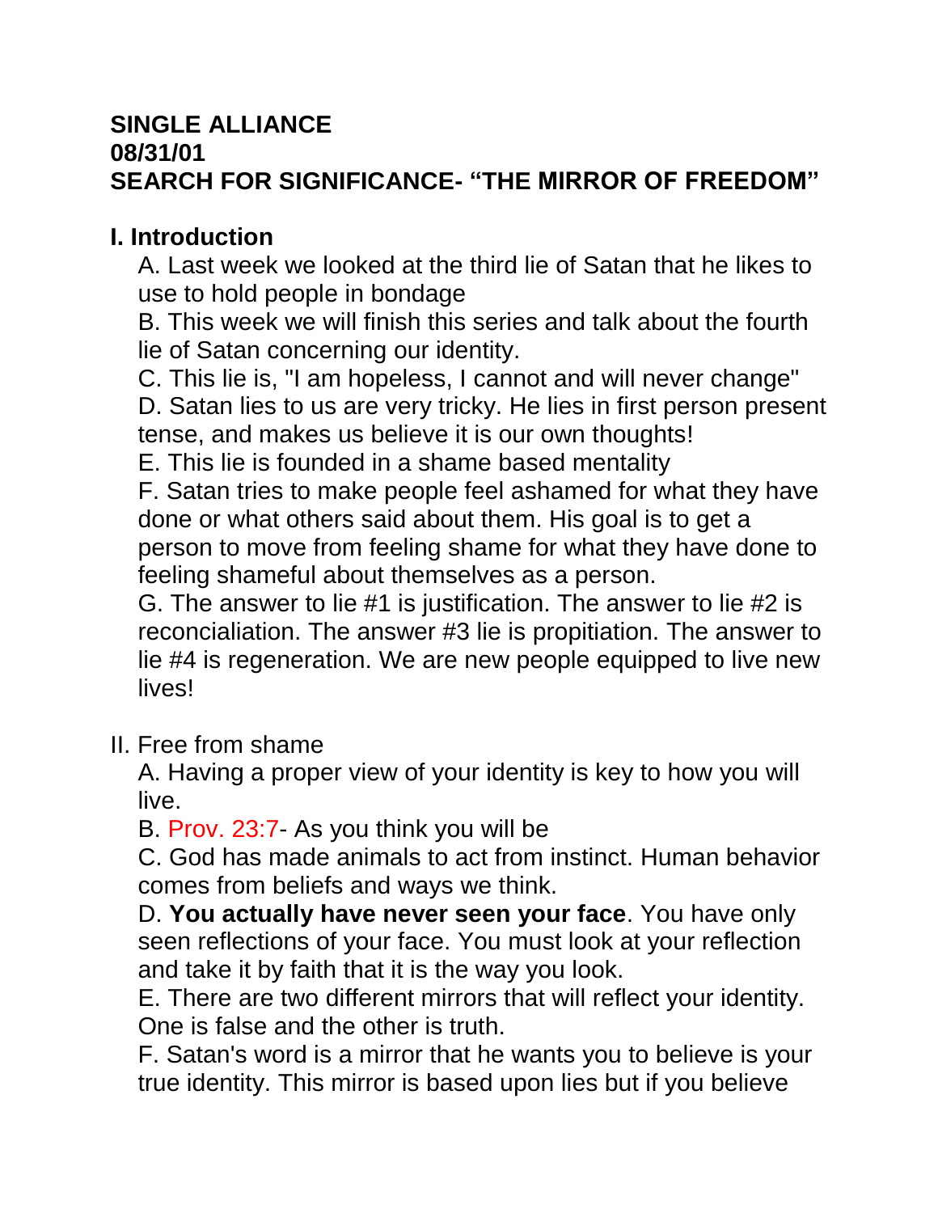**SINGLE ALLIANCE**
**08/31/01**
**SEARCH FOR SIGNIFICANCE- "THE MIRROR OF FREEDOM"**

## I. Introduction

A. Last week we looked at the third lie of Satan that he likes to use to hold people in bondage

B. This week we will finish this series and talk about the fourth lie of Satan concerning our identity.

C. This lie is, "I am hopeless, I cannot and will never change"

D. Satan lies to us are very tricky. He lies in first person present tense, and makes us believe it is our own thoughts!

E. This lie is founded in a shame based mentality

F. Satan tries to make people feel ashamed for what they have done or what others said about them. His goal is to get a person to move from feeling shame for what they have done to feeling shameful about themselves as a person.

G. The answer to lie #1 is justification. The answer to lie #2 is reconcialiation. The answer #3 lie is propitiation. The answer to lie #4 is regeneration. We are new people equipped to live new lives!

II. Free from shame

A. Having a proper view of your identity is key to how you will live.

B. Prov. 23:7- As you think you will be

C. God has made animals to act from instinct. Human behavior comes from beliefs and ways we think.

D. **You actually have never seen your face**. You have only seen reflections of your face. You must look at your reflection and take it by faith that it is the way you look.

E. There are two different mirrors that will reflect your identity. One is false and the other is truth.

F. Satan's word is a mirror that he wants you to believe is your true identity. This mirror is based upon lies but if you believe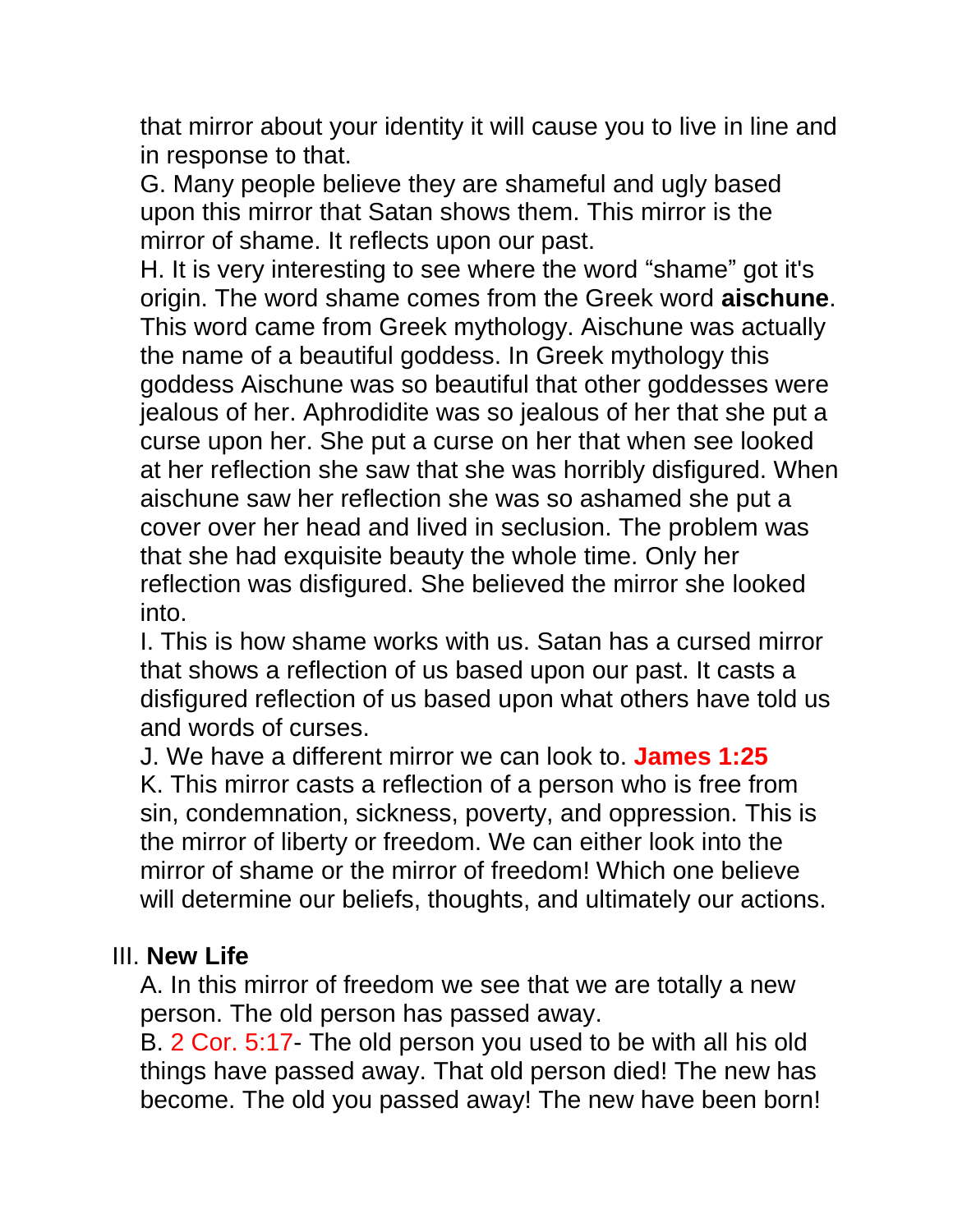that mirror about your identity it will cause you to live in line and in response to that.

G. Many people believe they are shameful and ugly based upon this mirror that Satan shows them. This mirror is the mirror of shame. It reflects upon our past.

H. It is very interesting to see where the word “shame” got it's origin. The word shame comes from the Greek word **aischune**. This word came from Greek mythology. Aischune was actually the name of a beautiful goddess. In Greek mythology this goddess Aischune was so beautiful that other goddesses were jealous of her. Aphrodidite was so jealous of her that she put a curse upon her. She put a curse on her that when see looked at her reflection she saw that she was horribly disfigured. When aischune saw her reflection she was so ashamed she put a cover over her head and lived in seclusion. The problem was that she had exquisite beauty the whole time. Only her reflection was disfigured. She believed the mirror she looked into.

I. This is how shame works with us. Satan has a cursed mirror that shows a reflection of us based upon our past. It casts a disfigured reflection of us based upon what others have told us and words of curses.

J. We have a different mirror we can look to. **James 1:25**

K. This mirror casts a reflection of a person who is free from sin, condemnation, sickness, poverty, and oppression. This is the mirror of liberty or freedom. We can either look into the mirror of shame or the mirror of freedom! Which one believe will determine our beliefs, thoughts, and ultimately our actions.

III. **New Life**

A. In this mirror of freedom we see that we are totally a new person. The old person has passed away.

B. 2 Cor. 5:17- The old person you used to be with all his old things have passed away. That old person died! The new has become. The old you passed away! The new have been born!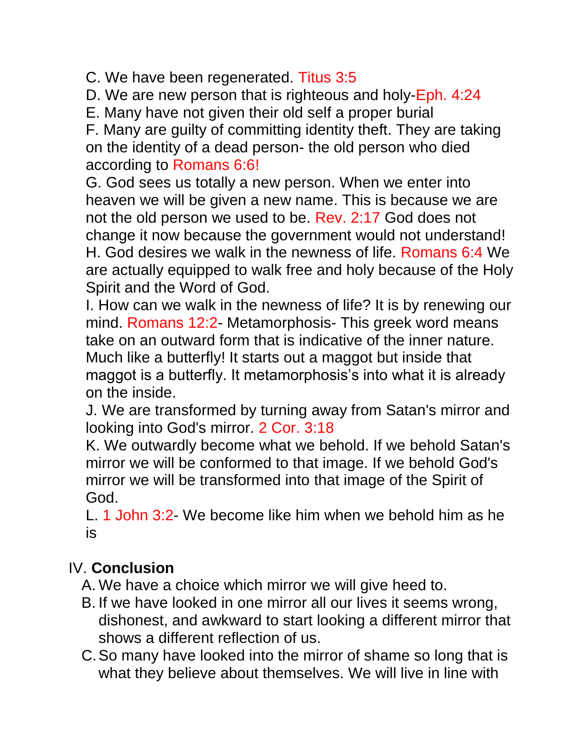C. We have been regenerated. Titus 3:5

D. We are new person that is righteous and holy-Eph. 4:24

E. Many have not given their old self a proper burial

F. Many are guilty of committing identity theft. They are taking on the identity of a dead person- the old person who died according to Romans 6:6!

G. God sees us totally a new person. When we enter into heaven we will be given a new name. This is because we are not the old person we used to be. Rev. 2:17 God does not change it now because the government would not understand!

H. God desires we walk in the newness of life. Romans 6:4 We are actually equipped to walk free and holy because of the Holy Spirit and the Word of God.

I. How can we walk in the newness of life? It is by renewing our mind. Romans 12:2- Metamorphosis- This greek word means take on an outward form that is indicative of the inner nature. Much like a butterfly! It starts out a maggot but inside that maggot is a butterfly. It metamorphosis's into what it is already on the inside.

J. We are transformed by turning away from Satan's mirror and looking into God's mirror. 2 Cor. 3:18

K. We outwardly become what we behold. If we behold Satan's mirror we will be conformed to that image. If we behold God's mirror we will be transformed into that image of the Spirit of God.

L. 1 John 3:2- We become like him when we behold him as he is

IV. **Conclusion**

A. We have a choice which mirror we will give heed to.

B. If we have looked in one mirror all our lives it seems wrong, dishonest, and awkward to start looking a different mirror that shows a different reflection of us.

C. So many have looked into the mirror of shame so long that is what they believe about themselves. We will live in line with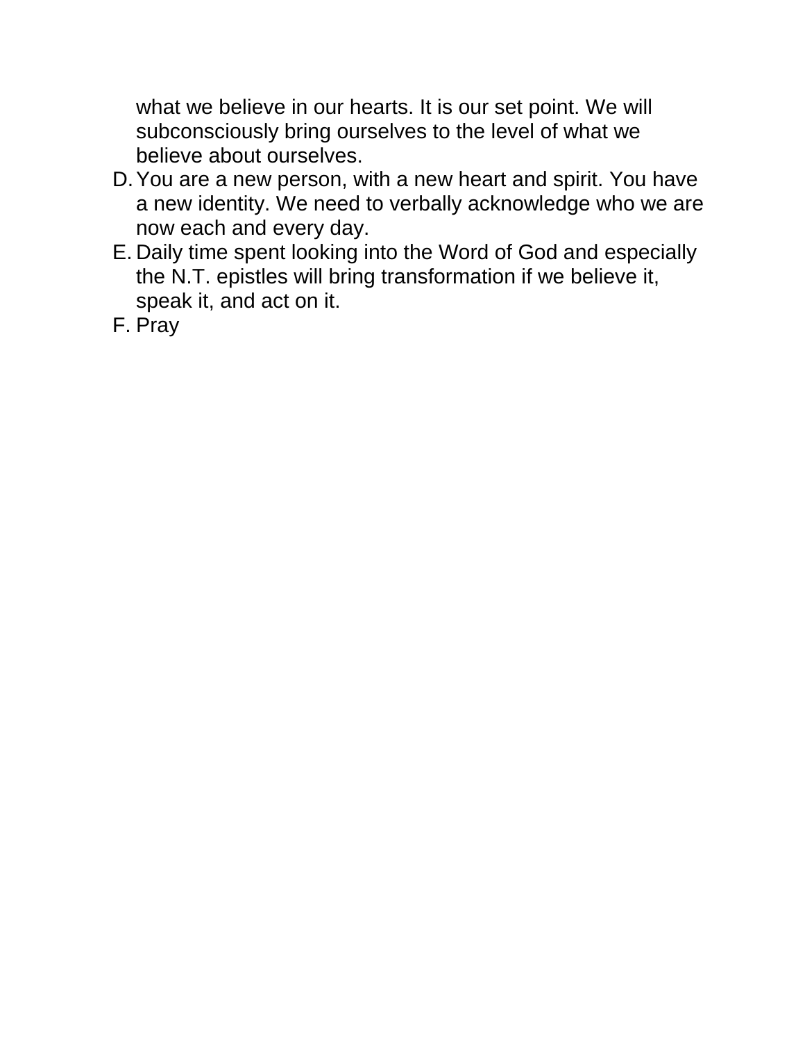what we believe in our hearts. It is our set point. We will subconsciously bring ourselves to the level of what we believe about ourselves.

D. You are a new person, with a new heart and spirit. You have a new identity. We need to verbally acknowledge who we are now each and every day.
E. Daily time spent looking into the Word of God and especially the N.T. epistles will bring transformation if we believe it, speak it, and act on it.
F. Pray